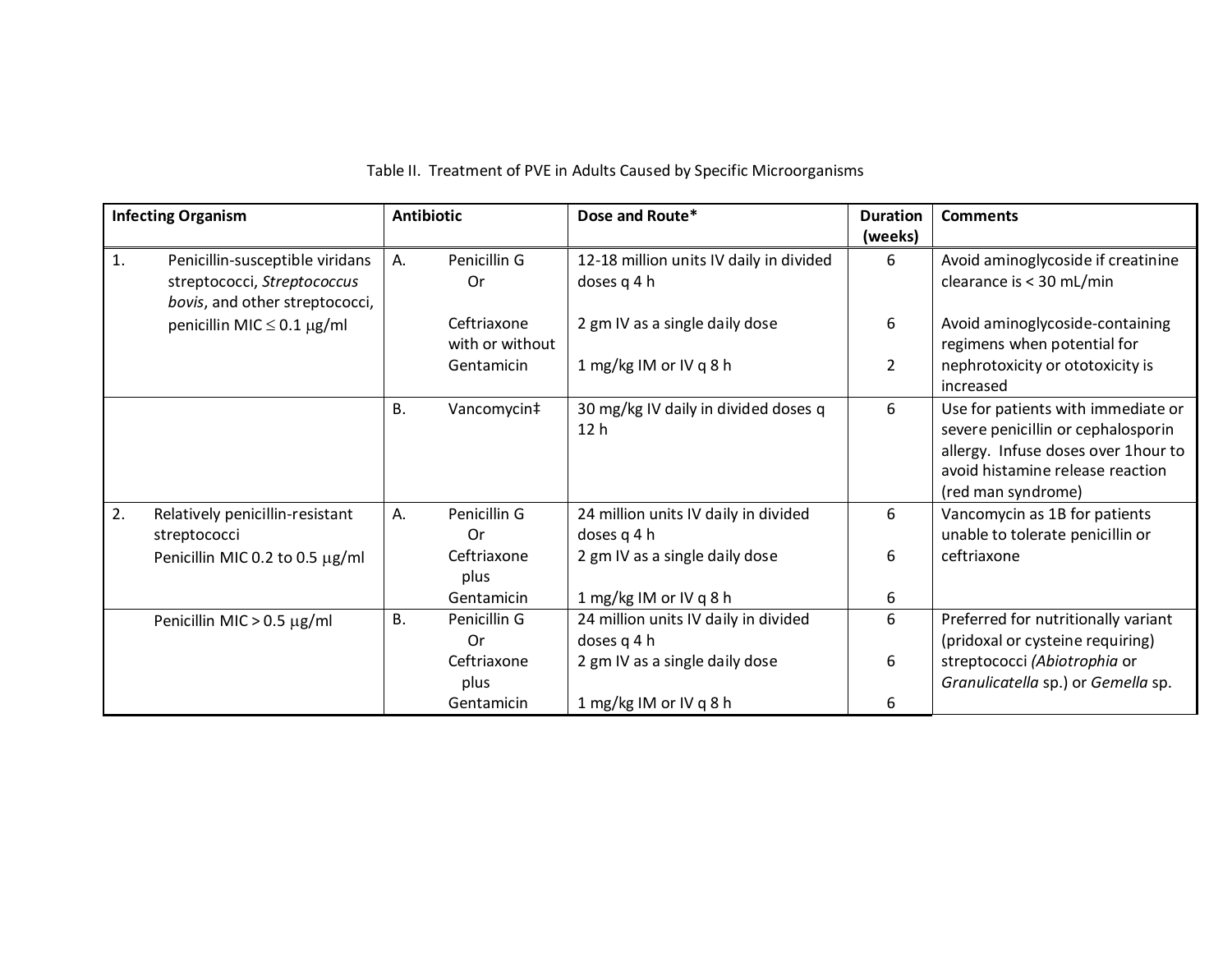Table II. Treatment of PVE in Adults Caused by Specific Microorganisms

| Infecting Organism | Antibiotic | Dose and Route* | Duration (weeks) | Comments |
|---|---|---|---|---|
| 1. Penicillin-susceptible viridans streptococci, *Streptococcus bovis*, and other streptococci, penicillin MIC ≤ 0.1 μg/ml | A. Penicillin G Or | 12-18 million units IV daily in divided doses q 4 h | 6 | Avoid aminoglycoside if creatinine clearance is < 30 mL/min |
| | Ceftriaxone with or without | 2 gm IV as a single daily dose | 6 | Avoid aminoglycoside-containing regimens when potential for nephrotoxicity or ototoxicity is increased |
| | Gentamicin | 1 mg/kg IM or IV q 8 h | 2 | |
| | B. Vancomycin‡ | 30 mg/kg IV daily in divided doses q 12 h | 6 | Use for patients with immediate or severe penicillin or cephalosporin allergy. Infuse doses over 1hour to avoid histamine release reaction (red man syndrome) |
| 2. Relatively penicillin-resistant streptococci Penicillin MIC 0.2 to 0.5 μg/ml | A. Penicillin G Or | 24 million units IV daily in divided doses q 4 h | 6 | Vancomycin as 1B for patients unable to tolerate penicillin or ceftriaxone |
| | Ceftriaxone plus | 2 gm IV as a single daily dose | 6 | |
| | Gentamicin | 1 mg/kg IM or IV q 8 h | 6 | |
| Penicillin MIC > 0.5 μg/ml | B. Penicillin G Or | 24 million units IV daily in divided doses q 4 h | 6 | Preferred for nutritionally variant (pridoxal or cysteine requiring) streptococci *(Abiotrophia* or *Granulicatella* sp.) or *Gemella* sp. |
| | Ceftriaxone plus | 2 gm IV as a single daily dose | 6 | |
| | Gentamicin | 1 mg/kg IM or IV q 8 h | 6 | |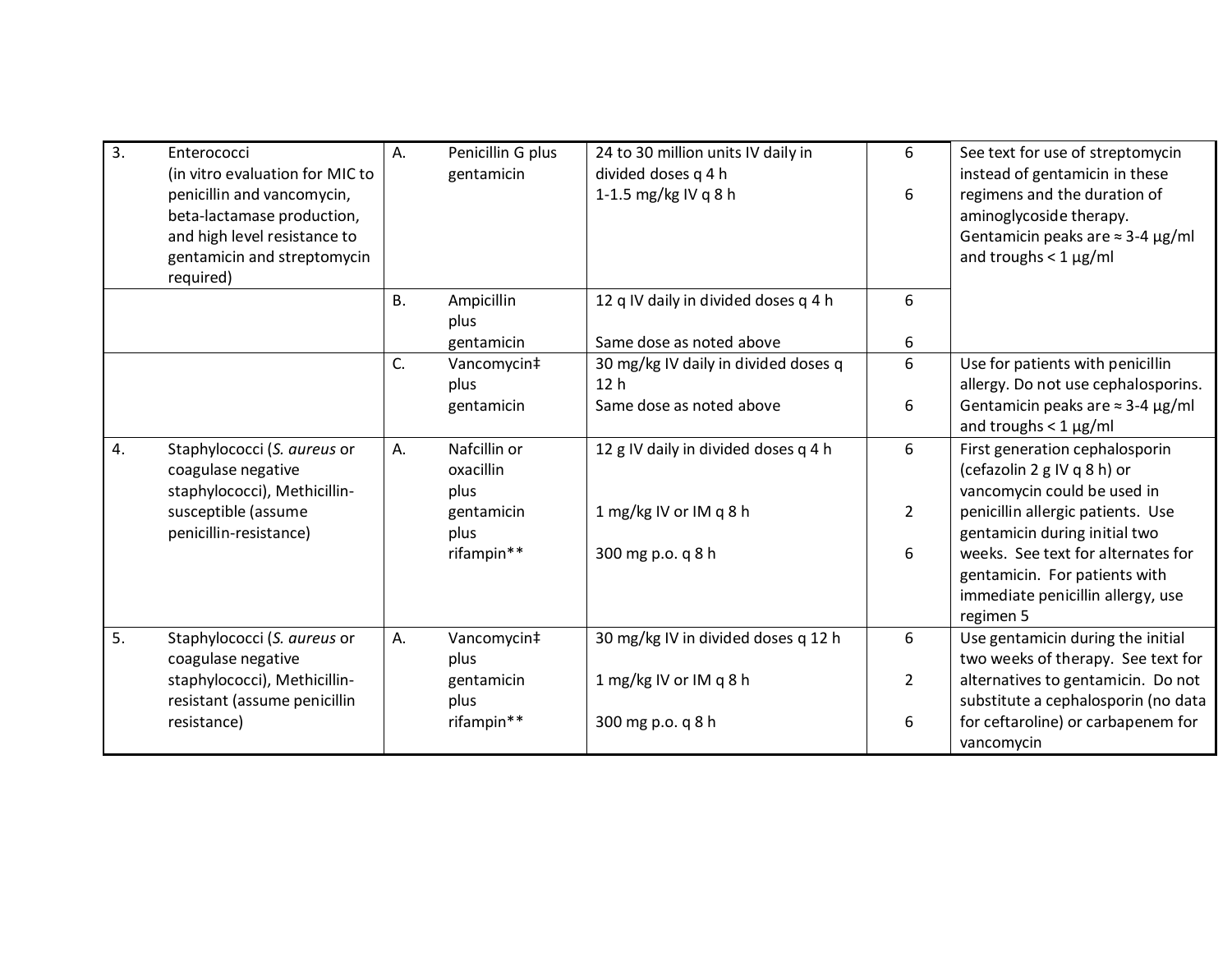| | | | | | | |
|---|---|---|---|---|---|---|
| 3. | Enterococci (in vitro evaluation for MIC to penicillin and vancomycin, beta-lactamase production, and high level resistance to gentamicin and streptomycin required) | A. | Penicillin G plus gentamicin | 24 to 30 million units IV daily in divided doses q 4 h<br>1-1.5 mg/kg IV q 8 h | 6<br>6 | See text for use of streptomycin instead of gentamicin in these regimens and the duration of aminoglycoside therapy. Gentamicin peaks are ≈ 3-4 µg/ml and troughs < 1 µg/ml |
| | | B. | Ampicillin plus gentamicin | 12 q IV daily in divided doses q 4 h<br>Same dose as noted above | 6<br>6 | |
| | | C. | Vancomycin‡ plus gentamicin | 30 mg/kg IV daily in divided doses q 12 h<br>Same dose as noted above | 6<br>6 | Use for patients with penicillin allergy. Do not use cephalosporins. Gentamicin peaks are ≈ 3-4 µg/ml and troughs < 1 µg/ml |
| 4. | Staphylococci (*S. aureus* or coagulase negative staphylococci), Methicillin-susceptible (assume penicillin-resistance) | A. | Nafcillin or oxacillin plus gentamicin plus rifampin** | 12 g IV daily in divided doses q 4 h<br>1 mg/kg IV or IM q 8 h<br>300 mg p.o. q 8 h | 6<br>2<br>6 | First generation cephalosporin (cefazolin 2 g IV q 8 h) or vancomycin could be used in penicillin allergic patients. Use gentamicin during initial two weeks. See text for alternates for gentamicin. For patients with immediate penicillin allergy, use regimen 5 |
| 5. | Staphylococci (*S. aureus* or coagulase negative staphylococci), Methicillin-resistant (assume penicillin resistance) | A. | Vancomycin‡ plus gentamicin plus rifampin** | 30 mg/kg IV in divided doses q 12 h<br>1 mg/kg IV or IM q 8 h<br>300 mg p.o. q 8 h | 6<br>2<br>6 | Use gentamicin during the initial two weeks of therapy. See text for alternatives to gentamicin. Do not substitute a cephalosporin (no data for ceftaroline) or carbapenem for vancomycin |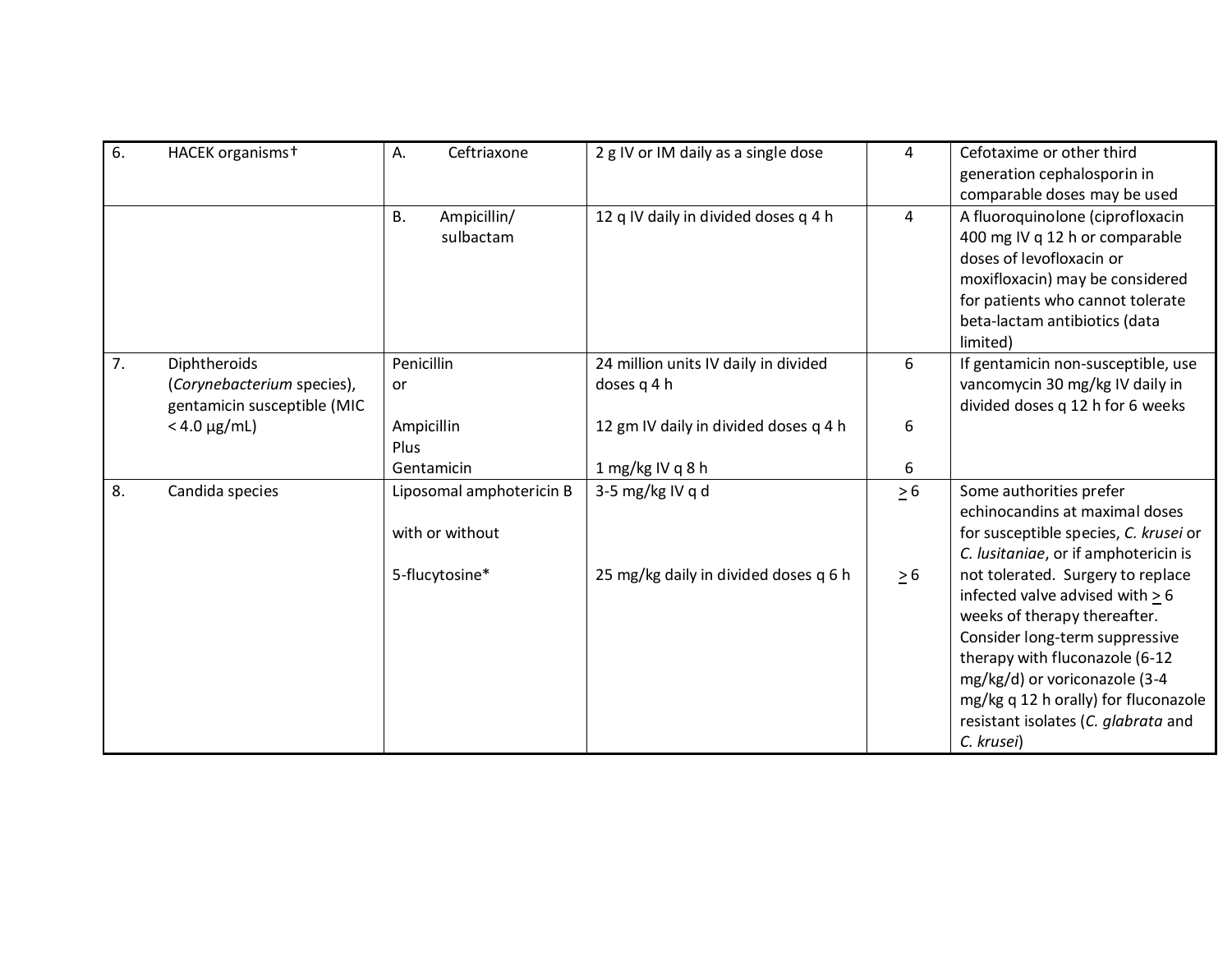| | | | | |
|---|---|---|---|---|
| 6. HACEK organisms† | A. Ceftriaxone | 2 g IV or IM daily as a single dose | 4 | Cefotaxime or other third generation cephalosporin in comparable doses may be used |
| | B. Ampicillin/ sulbactam | 12 q IV daily in divided doses q 4 h | 4 | A fluoroquinolone (ciprofloxacin 400 mg IV q 12 h or comparable doses of levofloxacin or moxifloxacin) may be considered for patients who cannot tolerate beta-lactam antibiotics (data limited) |
| 7. Diphtheroids (*Corynebacterium* species), gentamicin susceptible (MIC < 4.0 μg/mL) | Penicillin<br>or<br><br>Ampicillin<br>Plus<br>Gentamicin | 24 million units IV daily in divided doses q 4 h<br><br>12 gm IV daily in divided doses q 4 h<br><br>1 mg/kg IV q 8 h | 6<br><br>6<br><br>6 | If gentamicin non-susceptible, use vancomycin 30 mg/kg IV daily in divided doses q 12 h for 6 weeks |
| 8. Candida species | Liposomal amphotericin B<br><br>with or without<br><br>5-flucytosine* | 3-5 mg/kg IV q d<br><br><br><br>25 mg/kg daily in divided doses q 6 h | $\geq$ 6<br><br><br><br>$\geq$ 6 | Some authorities prefer echinocandins at maximal doses for susceptible species, *C. krusei* or *C. lusitaniae*, or if amphotericin is not tolerated. Surgery to replace infected valve advised with $\geq$ 6 weeks of therapy thereafter. Consider long-term suppressive therapy with fluconazole (6-12 mg/kg/d) or voriconazole (3-4 mg/kg q 12 h orally) for fluconazole resistant isolates (*C. glabrata* and *C. krusei*) |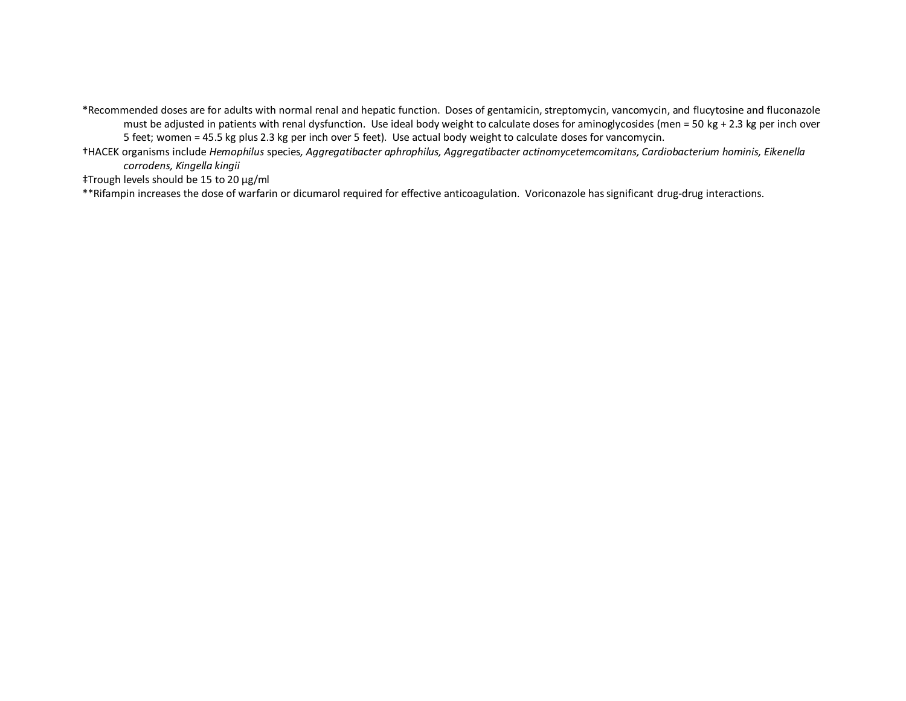*Recommended doses are for adults with normal renal and hepatic function. Doses of gentamicin, streptomycin, vancomycin, and flucytosine and fluconazole must be adjusted in patients with renal dysfunction. Use ideal body weight to calculate doses for aminoglycosides (men = 50 kg + 2.3 kg per inch over 5 feet; women = 45.5 kg plus 2.3 kg per inch over 5 feet). Use actual body weight to calculate doses for vancomycin.

†HACEK organisms include *Hemophilus* species*, Aggregatibacter aphrophilus, Aggregatibacter actinomycetemcomitans, Cardiobacterium hominis, Eikenella corrodens, Kingella kingii*

‡Trough levels should be 15 to 20 µg/ml

**Rifampin increases the dose of warfarin or dicumarol required for effective anticoagulation. Voriconazole has significant drug-drug interactions.